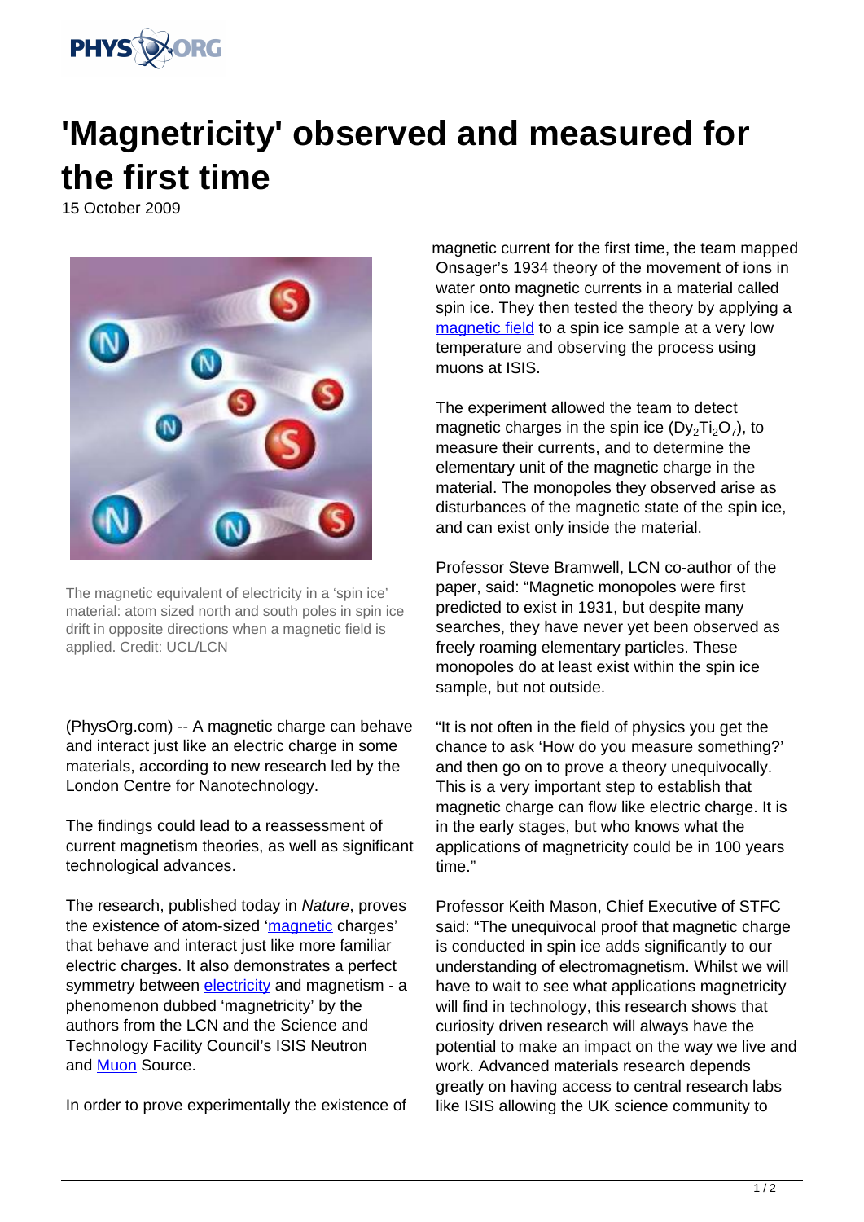# 'Magnetricity' observed and measured for the first time

15 October 2009

The magnetic equivalent of electricity in a 'spin ice' material: atom sized north and south poles in spin ice drift in opposite directions when a magnetic field is applied. Credit: UCL/LCN

(PhysOrg.com) -- A magnetic charge can behave and interact just like an electric charge in some materials, according to new research led by the London Centre for Nanotechnology.

The findings could lead to a reassessment of current magnetism theories, as well as significant technological advances.

The research, published today in *Nature*, proves the existence of atom-sized 'magnetic charges' that behave and interact just like more familiar electric charges. It also demonstrates a perfect symmetry between electricity and magnetism - a phenomenon dubbed 'magnetricity' by the authors from the LCN and the Science and Technology Facility Council's ISIS Neutron and Muon Source.

In order to prove experimentally the existence of magnetic current for the first time, the team mapped Onsager's 1934 theory of the movement of ions in water onto magnetic currents in a material called spin ice. They then tested the theory by applying a magnetic field to a spin ice sample at a very low temperature and observing the process using muons at ISIS.

The experiment allowed the team to detect magnetic charges in the spin ice ($Dy_2Ti_2O_7$), to measure their currents, and to determine the elementary unit of the magnetic charge in the material. The monopoles they observed arise as disturbances of the magnetic state of the spin ice, and can exist only inside the material.

Professor Steve Bramwell, LCN co-author of the paper, said: "Magnetic monopoles were first predicted to exist in 1931, but despite many searches, they have never yet been observed as freely roaming elementary particles. These monopoles do at least exist within the spin ice sample, but not outside.

"It is not often in the field of physics you get the chance to ask 'How do you measure something?' and then go on to prove a theory unequivocally. This is a very important step to establish that magnetic charge can flow like electric charge. It is in the early stages, but who knows what the applications of magnetricity could be in 100 years time."

Professor Keith Mason, Chief Executive of STFC said: "The unequivocal proof that magnetic charge is conducted in spin ice adds significantly to our understanding of electromagnetism. Whilst we will have to wait to see what applications magnetricity will find in technology, this research shows that curiosity driven research will always have the potential to make an impact on the way we live and work. Advanced materials research depends greatly on having access to central research labs like ISIS allowing the UK science community to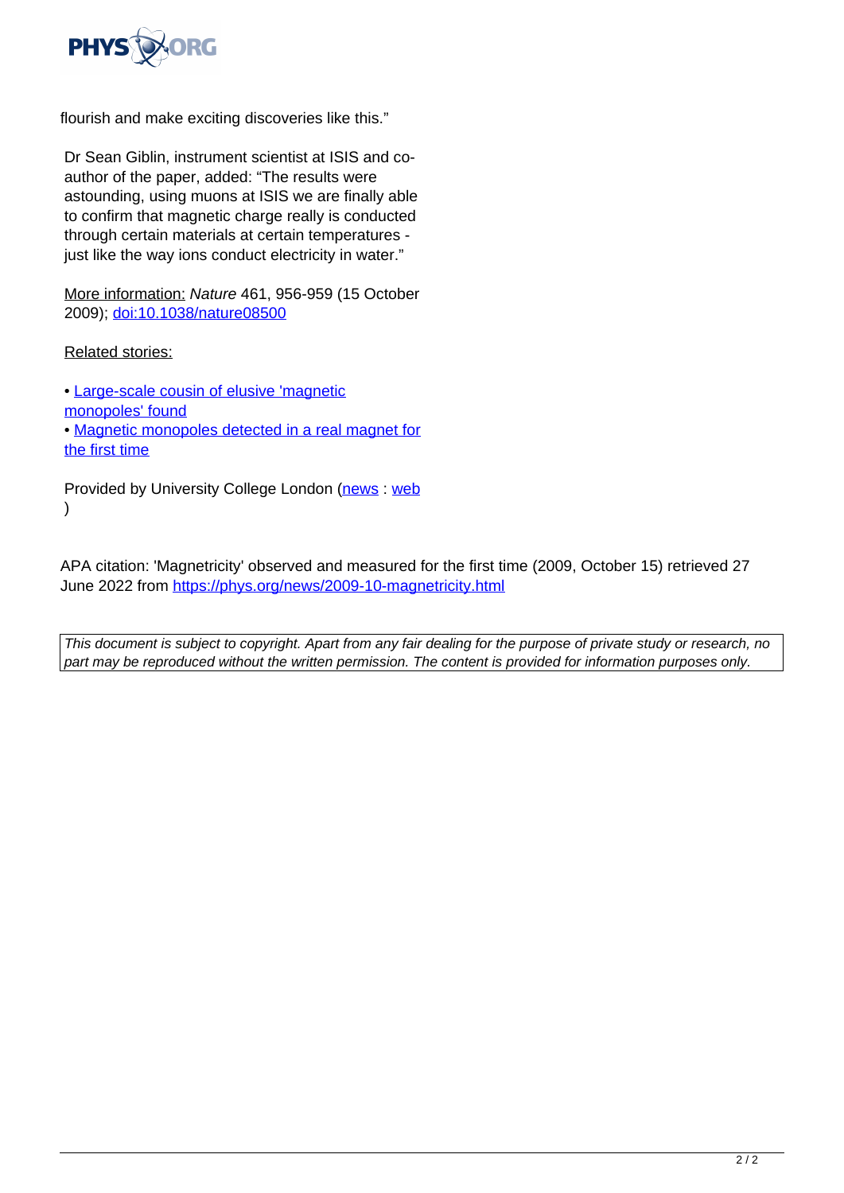flourish and make exciting discoveries like this."

Dr Sean Giblin, instrument scientist at ISIS and co-author of the paper, added: "The results were astounding, using muons at ISIS we are finally able to confirm that magnetic charge really is conducted through certain materials at certain temperatures - just like the way ions conduct electricity in water."

More information: *Nature* 461, 956-959 (15 October 2009); doi:10.1038/nature08500

Related stories:

• Large-scale cousin of elusive 'magnetic monopoles' found
• Magnetic monopoles detected in a real magnet for the first time

Provided by University College London (news : web )

APA citation: 'Magnetricity' observed and measured for the first time (2009, October 15) retrieved 27 June 2022 from https://phys.org/news/2009-10-magnetricity.html

*This document is subject to copyright. Apart from any fair dealing for the purpose of private study or research, no part may be reproduced without the written permission. The content is provided for information purposes only.*